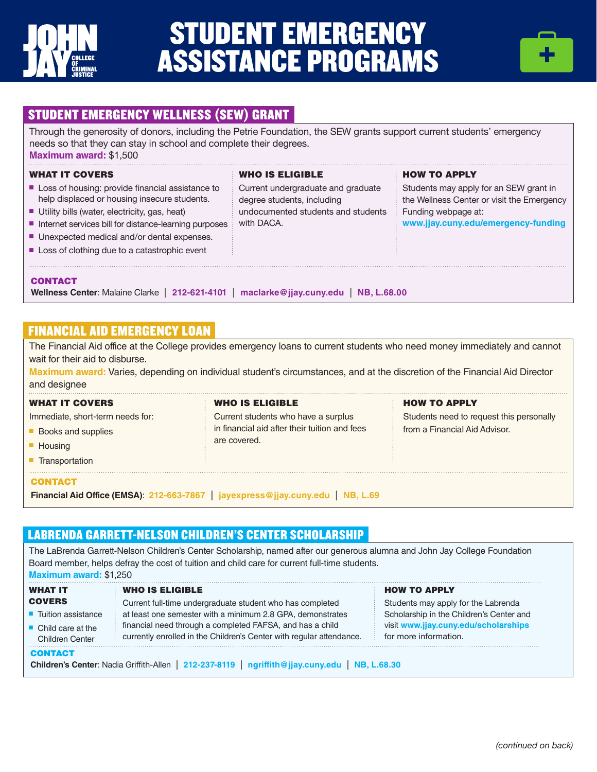# STUDENT EMERGENCY ASSISTANCE PROGRAMS

JOHN JAY COLLEGE OF CRIMINAL JUSTICE

## STUDENT EMERGENCY WELLNESS (SEW) GRANT

Through the generosity of donors, including the Petrie Foundation, the SEW grants support current students' emergency needs so that they can stay in school and complete their degrees.

**Maximum award:** $1,500

### WHAT IT COVERS

- Loss of housing: provide financial assistance to help displaced or housing insecure students.
- Utility bills (water, electricity, gas, heat)
- Internet services bill for distance-learning purposes
- Unexpected medical and/or dental expenses.
- Loss of clothing due to a catastrophic event

### WHO IS ELIGIBLE

Current undergraduate and graduate degree students, including undocumented students and students with DACA.

### HOW TO APPLY

Students may apply for an SEW grant in the Wellness Center or visit the Emergency Funding webpage at: **www.jjay.cuny.edu/emergency-funding**

### CONTACT

**Wellness Center**: Malaine Clarke | **212-621-4101** | **maclarke@jjay.cuny.edu** | **NB, L.68.00**

## FINANCIAL AID EMERGENCY LOAN

The Financial Aid office at the College provides emergency loans to current students who need money immediately and cannot wait for their aid to disburse.

**Maximum award:** Varies, depending on individual student's circumstances, and at the discretion of the Financial Aid Director and designee

### WHAT IT COVERS

Immediate, short-term needs for:

- Books and supplies
- Housing
- Transportation

### WHO IS ELIGIBLE

Current students who have a surplus in financial aid after their tuition and fees are covered.

### HOW TO APPLY

Students need to request this personally from a Financial Aid Advisor.

### CONTACT

**Financial Aid Office (EMSA)**: **212-663-7867** | **jayexpress@jjay.cuny.edu** | **NB, L.69**

## LABRENDA GARRETT-NELSON CHILDREN'S CENTER SCHOLARSHIP

The LaBrenda Garrett-Nelson Children's Center Scholarship, named after our generous alumna and John Jay College Foundation Board member, helps defray the cost of tuition and child care for current full-time students.

**Maximum award:** $1,250

### WHAT IT COVERS

- Tuition assistance
- Child care at the Children Center

### WHO IS ELIGIBLE

Current full-time undergraduate student who has completed at least one semester with a minimum 2.8 GPA, demonstrates financial need through a completed FAFSA, and has a child currently enrolled in the Children's Center with regular attendance.

### HOW TO APPLY

Students may apply for the Labrenda Scholarship in the Children's Center and visit **www.jjay.cuny.edu/scholarships** for more information.

### CONTACT

**Children's Center**: Nadia Griffith-Allen | **212-237-8119** | **ngriffith@jjay.cuny.edu** | **NB, L.68.30**

*(continued on back)*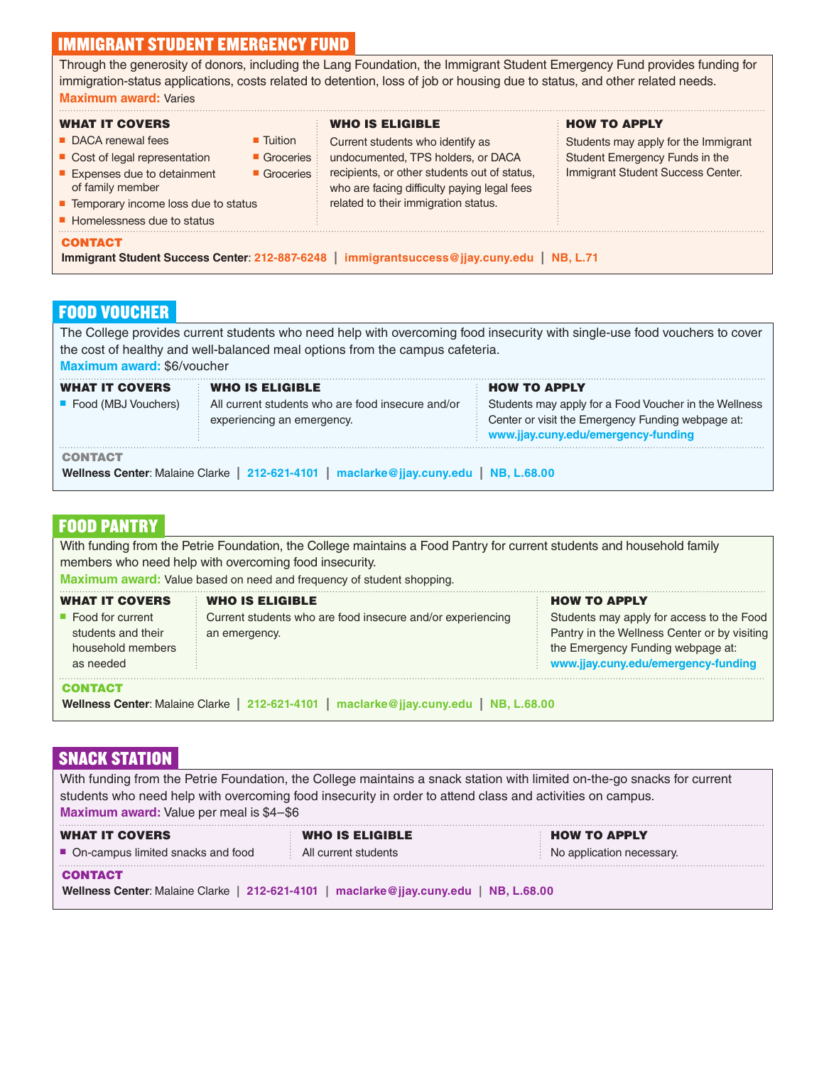## IMMIGRANT STUDENT EMERGENCY FUND

Through the generosity of donors, including the Lang Foundation, the Immigrant Student Emergency Fund provides funding for immigration-status applications, costs related to detention, loss of job or housing due to status, and other related needs.

**Maximum award:** Varies

### WHAT IT COVERS

- DACA renewal fees
- Cost of legal representation
- Expenses due to detainment of family member
- Temporary income loss due to status
- Homelessness due to status
- Tuition
- Groceries
- Groceries

### WHO IS ELIGIBLE

Current students who identify as undocumented, TPS holders, or DACA recipients, or other students out of status, who are facing difficulty paying legal fees related to their immigration status.

### HOW TO APPLY

Students may apply for the Immigrant Student Emergency Funds in the Immigrant Student Success Center.

### CONTACT

**Immigrant Student Success Center**: 212-887-6248 | immigrantsuccess@jjay.cuny.edu | NB, L.71

## FOOD VOUCHER

The College provides current students who need help with overcoming food insecurity with single-use food vouchers to cover the cost of healthy and well-balanced meal options from the campus cafeteria.

**Maximum award:** $6/voucher

### WHAT IT COVERS

- Food (MBJ Vouchers)

### WHO IS ELIGIBLE

All current students who are food insecure and/or experiencing an emergency.

### HOW TO APPLY

Students may apply for a Food Voucher in the Wellness Center or visit the Emergency Funding webpage at: www.jjay.cuny.edu/emergency-funding

### CONTACT

**Wellness Center**: Malaine Clarke | 212-621-4101 | maclarke@jjay.cuny.edu | NB, L.68.00

## FOOD PANTRY

With funding from the Petrie Foundation, the College maintains a Food Pantry for current students and household family members who need help with overcoming food insecurity.

**Maximum award:** Value based on need and frequency of student shopping.

### WHAT IT COVERS

- Food for current students and their household members as needed

### WHO IS ELIGIBLE

Current students who are food insecure and/or experiencing an emergency.

### HOW TO APPLY

Students may apply for access to the Food Pantry in the Wellness Center or by visiting the Emergency Funding webpage at: www.jjay.cuny.edu/emergency-funding

### CONTACT

**Wellness Center**: Malaine Clarke | 212-621-4101 | maclarke@jjay.cuny.edu | NB, L.68.00

## SNACK STATION

With funding from the Petrie Foundation, the College maintains a snack station with limited on-the-go snacks for current students who need help with overcoming food insecurity in order to attend class and activities on campus.

**Maximum award:** Value per meal is $4–$6

### WHAT IT COVERS

- On-campus limited snacks and food

### WHO IS ELIGIBLE

All current students

### HOW TO APPLY

No application necessary.

### CONTACT

**Wellness Center**: Malaine Clarke | 212-621-4101 | maclarke@jjay.cuny.edu | NB, L.68.00